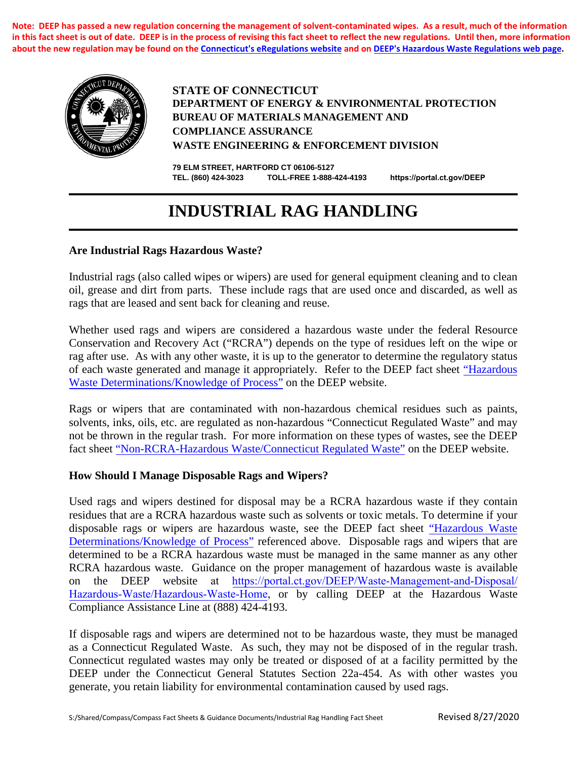**Note: DEEP has passed a new regulation concerning the management of solvent-contaminated wipes. As a result, much of the information in this fact sheet is out of date. DEEP is in the process of revising this fact sheet to reflect the new regulations. Until then, more information about the new regulation may be found on the [Connecticut's eRegulations website] and on [DEEP's Hazardous Waste Regulations web page].**

**STATE OF CONNECTICUT**
**DEPARTMENT OF ENERGY & ENVIRONMENTAL PROTECTION**
**BUREAU OF MATERIALS MANAGEMENT AND COMPLIANCE ASSURANCE**
**WASTE ENGINEERING & ENFORCEMENT DIVISION**

**79 ELM STREET, HARTFORD CT 06106-5127**
**TEL. (860) 424-3023 TOLL-FREE 1-888-424-4193 https://portal.ct.gov/DEEP**

# INDUSTRIAL RAG HANDLING

## Are Industrial Rags Hazardous Waste?

Industrial rags (also called wipes or wipers) are used for general equipment cleaning and to clean oil, grease and dirt from parts. These include rags that are used once and discarded, as well as rags that are leased and sent back for cleaning and reuse.

Whether used rags and wipers are considered a hazardous waste under the federal Resource Conservation and Recovery Act ("RCRA") depends on the type of residues left on the wipe or rag after use. As with any other waste, it is up to the generator to determine the regulatory status of each waste generated and manage it appropriately. Refer to the DEEP fact sheet "Hazardous Waste Determinations/Knowledge of Process" on the DEEP website.

Rags or wipers that are contaminated with non-hazardous chemical residues such as paints, solvents, inks, oils, etc. are regulated as non-hazardous "Connecticut Regulated Waste" and may not be thrown in the regular trash. For more information on these types of wastes, see the DEEP fact sheet "Non-RCRA-Hazardous Waste/Connecticut Regulated Waste" on the DEEP website.

## How Should I Manage Disposable Rags and Wipers?

Used rags and wipers destined for disposal may be a RCRA hazardous waste if they contain residues that are a RCRA hazardous waste such as solvents or toxic metals. To determine if your disposable rags or wipers are hazardous waste, see the DEEP fact sheet "Hazardous Waste Determinations/Knowledge of Process" referenced above. Disposable rags and wipers that are determined to be a RCRA hazardous waste must be managed in the same manner as any other RCRA hazardous waste. Guidance on the proper management of hazardous waste is available on the DEEP website at https://portal.ct.gov/DEEP/Waste-Management-and-Disposal/Hazardous-Waste/Hazardous-Waste-Home, or by calling DEEP at the Hazardous Waste Compliance Assistance Line at (888) 424-4193.

If disposable rags and wipers are determined not to be hazardous waste, they must be managed as a Connecticut Regulated Waste. As such, they may not be disposed of in the regular trash. Connecticut regulated wastes may only be treated or disposed of at a facility permitted by the DEEP under the Connecticut General Statutes Section 22a-454. As with other wastes you generate, you retain liability for environmental contamination caused by used rags.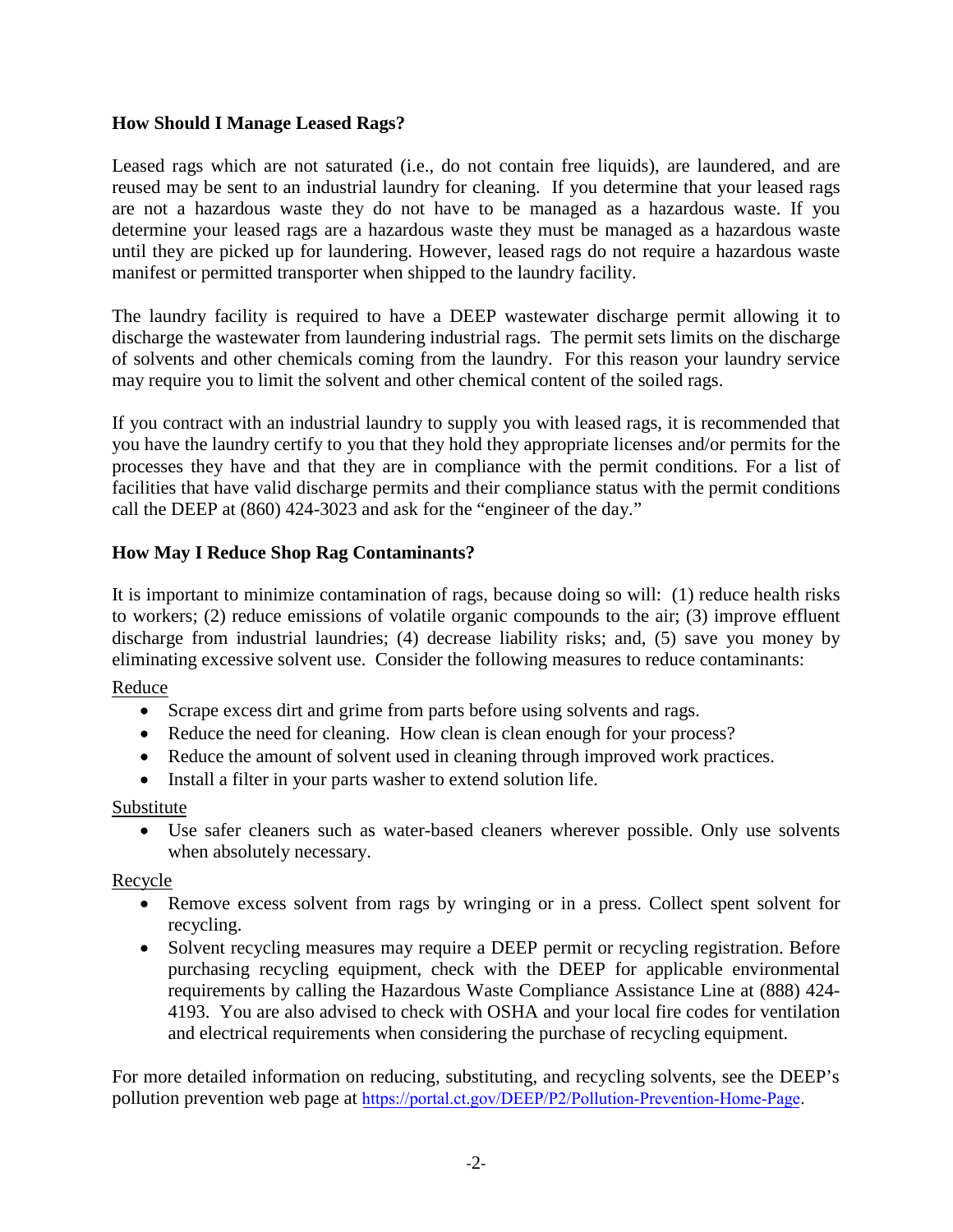**How Should I Manage Leased Rags?**

Leased rags which are not saturated (i.e., do not contain free liquids), are laundered, and are reused may be sent to an industrial laundry for cleaning. If you determine that your leased rags are not a hazardous waste they do not have to be managed as a hazardous waste. If you determine your leased rags are a hazardous waste they must be managed as a hazardous waste until they are picked up for laundering. However, leased rags do not require a hazardous waste manifest or permitted transporter when shipped to the laundry facility.

The laundry facility is required to have a DEEP wastewater discharge permit allowing it to discharge the wastewater from laundering industrial rags. The permit sets limits on the discharge of solvents and other chemicals coming from the laundry. For this reason your laundry service may require you to limit the solvent and other chemical content of the soiled rags.

If you contract with an industrial laundry to supply you with leased rags, it is recommended that you have the laundry certify to you that they hold they appropriate licenses and/or permits for the processes they have and that they are in compliance with the permit conditions. For a list of facilities that have valid discharge permits and their compliance status with the permit conditions call the DEEP at (860) 424-3023 and ask for the "engineer of the day."

**How May I Reduce Shop Rag Contaminants?**

It is important to minimize contamination of rags, because doing so will: (1) reduce health risks to workers; (2) reduce emissions of volatile organic compounds to the air; (3) improve effluent discharge from industrial laundries; (4) decrease liability risks; and, (5) save you money by eliminating excessive solvent use. Consider the following measures to reduce contaminants:

<u>Reduce</u>

- Scrape excess dirt and grime from parts before using solvents and rags.
- Reduce the need for cleaning. How clean is clean enough for your process?
- Reduce the amount of solvent used in cleaning through improved work practices.
- Install a filter in your parts washer to extend solution life.

<u>Substitute</u>

- Use safer cleaners such as water-based cleaners wherever possible. Only use solvents when absolutely necessary.

<u>Recycle</u>

- Remove excess solvent from rags by wringing or in a press. Collect spent solvent for recycling.
- Solvent recycling measures may require a DEEP permit or recycling registration. Before purchasing recycling equipment, check with the DEEP for applicable environmental requirements by calling the Hazardous Waste Compliance Assistance Line at (888) 424-4193. You are also advised to check with OSHA and your local fire codes for ventilation and electrical requirements when considering the purchase of recycling equipment.

For more detailed information on reducing, substituting, and recycling solvents, see the DEEP's pollution prevention web page at https://portal.ct.gov/DEEP/P2/Pollution-Prevention-Home-Page.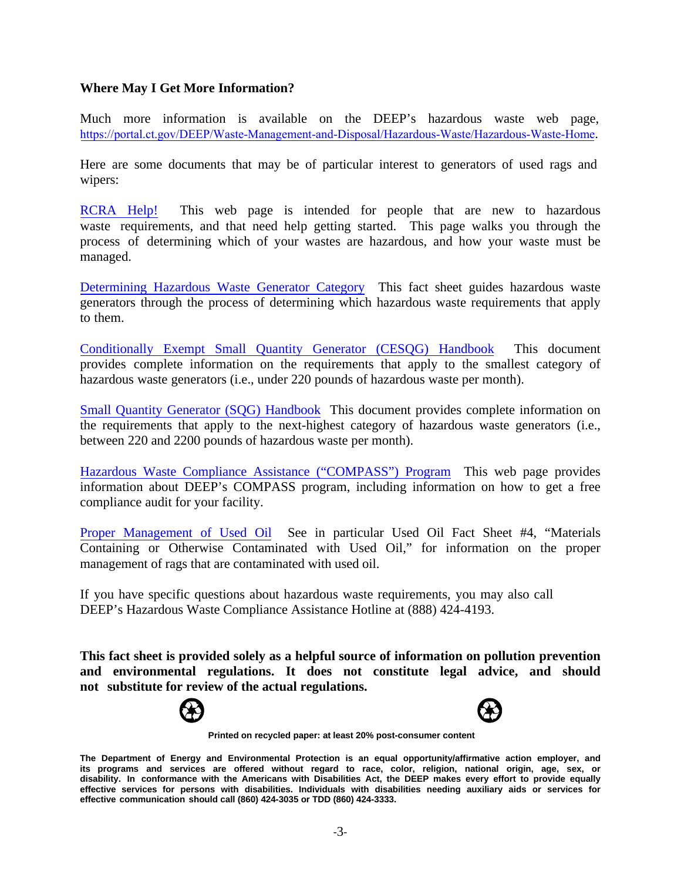### Where May I Get More Information?

Much more information is available on the DEEP's hazardous waste web page, https://portal.ct.gov/DEEP/Waste-Management-and-Disposal/Hazardous-Waste/Hazardous-Waste-Home.

Here are some documents that may be of particular interest to generators of used rags and wipers:

RCRA Help! This web page is intended for people that are new to hazardous waste requirements, and that need help getting started. This page walks you through the process of determining which of your wastes are hazardous, and how your waste must be managed.

Determining Hazardous Waste Generator Category This fact sheet guides hazardous waste generators through the process of determining which hazardous waste requirements that apply to them.

Conditionally Exempt Small Quantity Generator (CESQG) Handbook This document provides complete information on the requirements that apply to the smallest category of hazardous waste generators (i.e., under 220 pounds of hazardous waste per month).

Small Quantity Generator (SQG) Handbook This document provides complete information on the requirements that apply to the next-highest category of hazardous waste generators (i.e., between 220 and 2200 pounds of hazardous waste per month).

Hazardous Waste Compliance Assistance ("COMPASS") Program This web page provides information about DEEP's COMPASS program, including information on how to get a free compliance audit for your facility.

Proper Management of Used Oil See in particular Used Oil Fact Sheet #4, "Materials Containing or Otherwise Contaminated with Used Oil," for information on the proper management of rags that are contaminated with used oil.

If you have specific questions about hazardous waste requirements, you may also call DEEP's Hazardous Waste Compliance Assistance Hotline at (888) 424-4193.

**This fact sheet is provided solely as a helpful source of information on pollution prevention and environmental regulations. It does not constitute legal advice, and should not substitute for review of the actual regulations.**

**Printed on recycled paper: at least 20% post-consumer content**

**The Department of Energy and Environmental Protection is an equal opportunity/affirmative action employer, and its programs and services are offered without regard to race, color, religion, national origin, age, sex, or disability. In conformance with the Americans with Disabilities Act, the DEEP makes every effort to provide equally effective services for persons with disabilities. Individuals with disabilities needing auxiliary aids or services for effective communication should call (860) 424-3035 or TDD (860) 424-3333.**